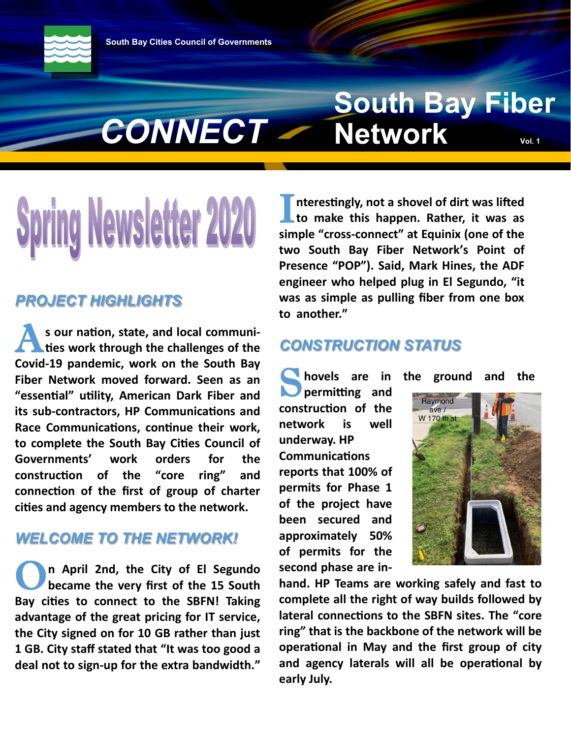South Bay Cities Council of Governments

# CONNECT South Bay Fiber Network

Vol. 1

# Spring Newsletter 2020

## PROJECT HIGHLIGHTS

**As our nation, state, and local communities work through the challenges of the Covid-19 pandemic, work on the South Bay Fiber Network moved forward. Seen as an "essential" utility, American Dark Fiber and its sub-contractors, HP Communications and Race Communications, continue their work, to complete the South Bay Cities Council of Governments' work orders for the construction of the "core ring" and connection of the first of group of charter cities and agency members to the network.**

## WELCOME TO THE NETWORK!

**On April 2nd, the City of El Segundo became the very first of the 15 South Bay cities to connect to the SBFN! Taking advantage of the great pricing for IT service, the City signed on for 10 GB rather than just 1 GB. City staff stated that "It was too good a deal not to sign-up for the extra bandwidth."**

**Interestingly, not a shovel of dirt was lifted to make this happen. Rather, it was as simple "cross-connect" at Equinix (one of the two South Bay Fiber Network's Point of Presence "POP"). Said, Mark Hines, the ADF engineer who helped plug in El Segundo, "it was as simple as pulling fiber from one box to another."**

## CONSTRUCTION STATUS

**Shovels are in the ground and the permitting and construction of the network is well underway. HP Communications reports that 100% of permits for Phase 1 of the project have been secured and approximately 50% of permits for the second phase are in-hand. HP Teams are working safely and fast to complete all the right of way builds followed by lateral connections to the SBFN sites. The "core ring" that is the backbone of the network will be operational in May and the first group of city and agency laterals will all be operational by early July.**

Raymond ave / W 170 th st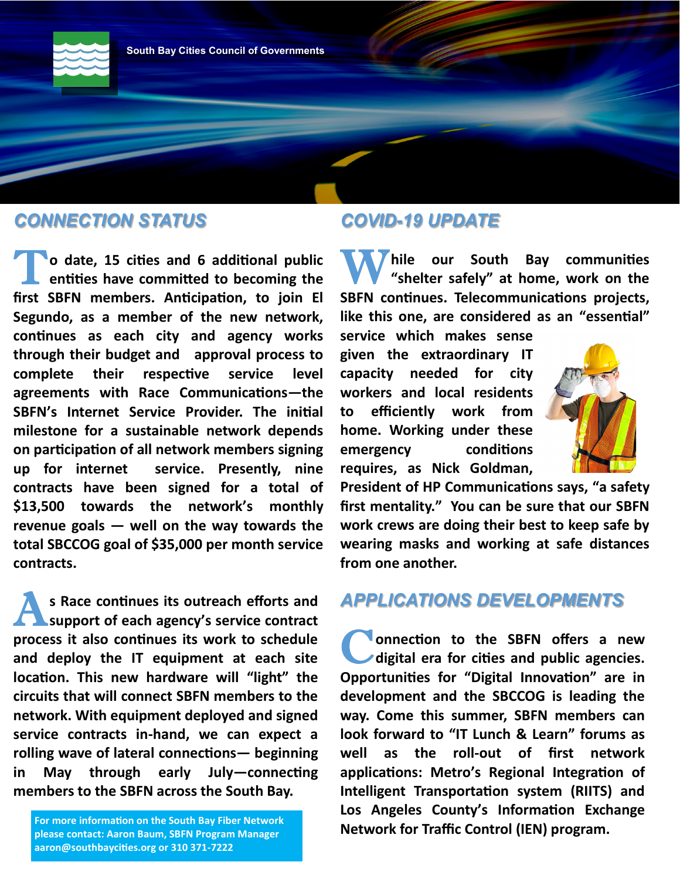South Bay Cities Council of Governments

## CONNECTION STATUS

**To date, 15 cities and 6 additional public entities have committed to becoming the first SBFN members. Anticipation, to join El Segundo, as a member of the new network, continues as each city and agency works through their budget and approval process to complete their respective service level agreements with Race Communications—the SBFN's Internet Service Provider. The initial milestone for a sustainable network depends on participation of all network members signing up for internet service. Presently, nine contracts have been signed for a total of $13,500 towards the network's monthly revenue goals — well on the way towards the total SBCCOG goal of $35,000 per month service contracts.**

**As Race continues its outreach efforts and support of each agency's service contract process it also continues its work to schedule and deploy the IT equipment at each site location. This new hardware will "light" the circuits that will connect SBFN members to the network. With equipment deployed and signed service contracts in-hand, we can expect a rolling wave of lateral connections— beginning in May through early July—connecting members to the SBFN across the South Bay.**

**For more information on the South Bay Fiber Network please contact: Aaron Baum, SBFN Program Manager aaron@southbaycities.org or 310 371-7222**

## COVID-19 UPDATE

**While our South Bay communities "shelter safely" at home, work on the SBFN continues. Telecommunications projects, like this one, are considered as an "essential" service which makes sense given the extraordinary IT capacity needed for city workers and local residents to efficiently work from home. Working under these emergency conditions requires, as Nick Goldman, President of HP Communications says, "a safety first mentality." You can be sure that our SBFN work crews are doing their best to keep safe by wearing masks and working at safe distances from one another.**

## APPLICATIONS DEVELOPMENTS

**Connection to the SBFN offers a new digital era for cities and public agencies. Opportunities for "Digital Innovation" are in development and the SBCCOG is leading the way. Come this summer, SBFN members can look forward to "IT Lunch & Learn" forums as well as the roll-out of first network applications: Metro's Regional Integration of Intelligent Transportation system (RIITS) and Los Angeles County's Information Exchange Network for Traffic Control (IEN) program.**